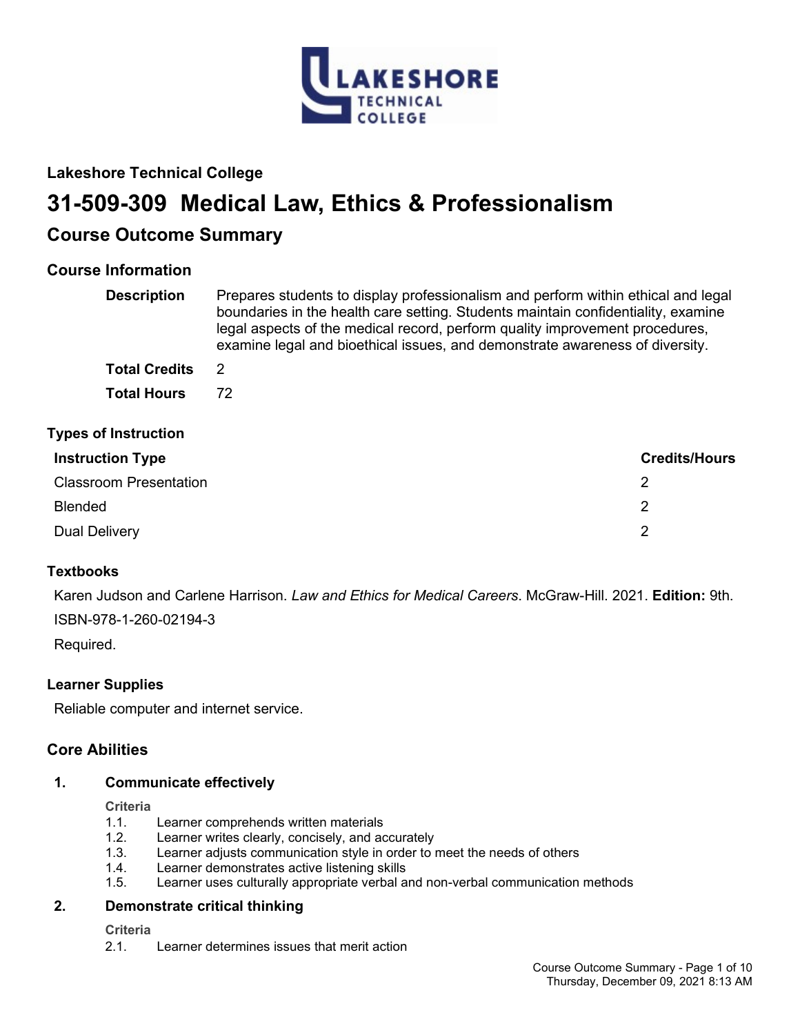**Lakeshore Technical College**

# 31-509-309 Medical Law, Ethics & Professionalism

## Course Outcome Summary

### Course Information

**Description** Prepares students to display professionalism and perform within ethical and legal boundaries in the health care setting. Students maintain confidentiality, examine legal aspects of the medical record, perform quality improvement procedures, examine legal and bioethical issues, and demonstrate awareness of diversity.

**Total Credits** 2

**Total Hours** 72

### Types of Instruction

| Instruction Type | Credits/Hours |
|---|---|
| Classroom Presentation | 2 |
| Blended | 2 |
| Dual Delivery | 2 |

### Textbooks

Karen Judson and Carlene Harrison. *Law and Ethics for Medical Careers*. McGraw-Hill. 2021. **Edition:** 9th. ISBN-978-1-260-02194-3

Required.

### Learner Supplies

Reliable computer and internet service.

### Core Abilities

**1. Communicate effectively**

Criteria

1.1. Learner comprehends written materials
1.2. Learner writes clearly, concisely, and accurately
1.3. Learner adjusts communication style in order to meet the needs of others
1.4. Learner demonstrates active listening skills
1.5. Learner uses culturally appropriate verbal and non-verbal communication methods

**2. Demonstrate critical thinking**

Criteria

2.1. Learner determines issues that merit action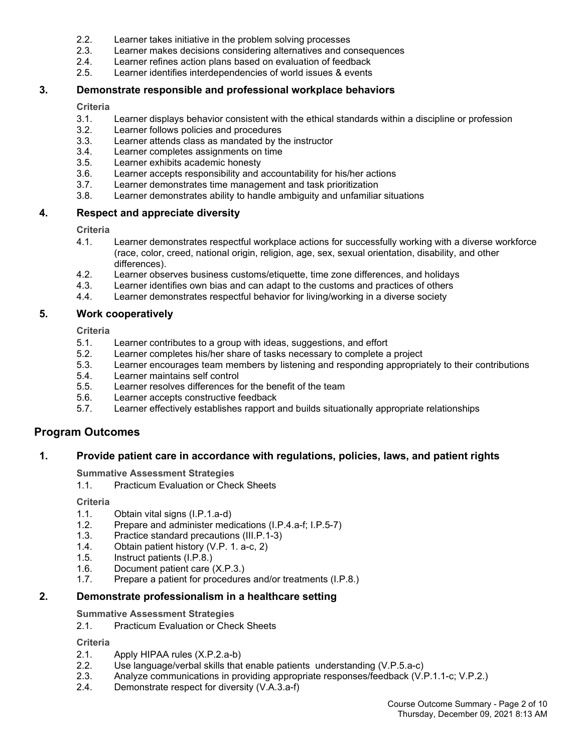2.2. Learner takes initiative in the problem solving processes
2.3. Learner makes decisions considering alternatives and consequences
2.4. Learner refines action plans based on evaluation of feedback
2.5. Learner identifies interdependencies of world issues & events

### 3. Demonstrate responsible and professional workplace behaviors

**Criteria**

3.1. Learner displays behavior consistent with the ethical standards within a discipline or profession
3.2. Learner follows policies and procedures
3.3. Learner attends class as mandated by the instructor
3.4. Learner completes assignments on time
3.5. Learner exhibits academic honesty
3.6. Learner accepts responsibility and accountability for his/her actions
3.7. Learner demonstrates time management and task prioritization
3.8. Learner demonstrates ability to handle ambiguity and unfamiliar situations

### 4. Respect and appreciate diversity

**Criteria**

4.1. Learner demonstrates respectful workplace actions for successfully working with a diverse workforce (race, color, creed, national origin, religion, age, sex, sexual orientation, disability, and other differences).
4.2. Learner observes business customs/etiquette, time zone differences, and holidays
4.3. Learner identifies own bias and can adapt to the customs and practices of others
4.4. Learner demonstrates respectful behavior for living/working in a diverse society

### 5. Work cooperatively

**Criteria**

5.1. Learner contributes to a group with ideas, suggestions, and effort
5.2. Learner completes his/her share of tasks necessary to complete a project
5.3. Learner encourages team members by listening and responding appropriately to their contributions
5.4. Learner maintains self control
5.5. Learner resolves differences for the benefit of the team
5.6. Learner accepts constructive feedback
5.7. Learner effectively establishes rapport and builds situationally appropriate relationships

## Program Outcomes

### 1. Provide patient care in accordance with regulations, policies, laws, and patient rights

**Summative Assessment Strategies**

1.1. Practicum Evaluation or Check Sheets

**Criteria**

1.1. Obtain vital signs (I.P.1.a-d)
1.2. Prepare and administer medications (I.P.4.a-f; I.P.5-7)
1.3. Practice standard precautions (III.P.1-3)
1.4. Obtain patient history (V.P. 1. a-c, 2)
1.5. Instruct patients (I.P.8.)
1.6. Document patient care (X.P.3.)
1.7. Prepare a patient for procedures and/or treatments (I.P.8.)

### 2. Demonstrate professionalism in a healthcare setting

**Summative Assessment Strategies**

2.1. Practicum Evaluation or Check Sheets

**Criteria**

2.1. Apply HIPAA rules (X.P.2.a-b)
2.2. Use language/verbal skills that enable patients understanding (V.P.5.a-c)
2.3. Analyze communications in providing appropriate responses/feedback (V.P.1.1-c; V.P.2.)
2.4. Demonstrate respect for diversity (V.A.3.a-f)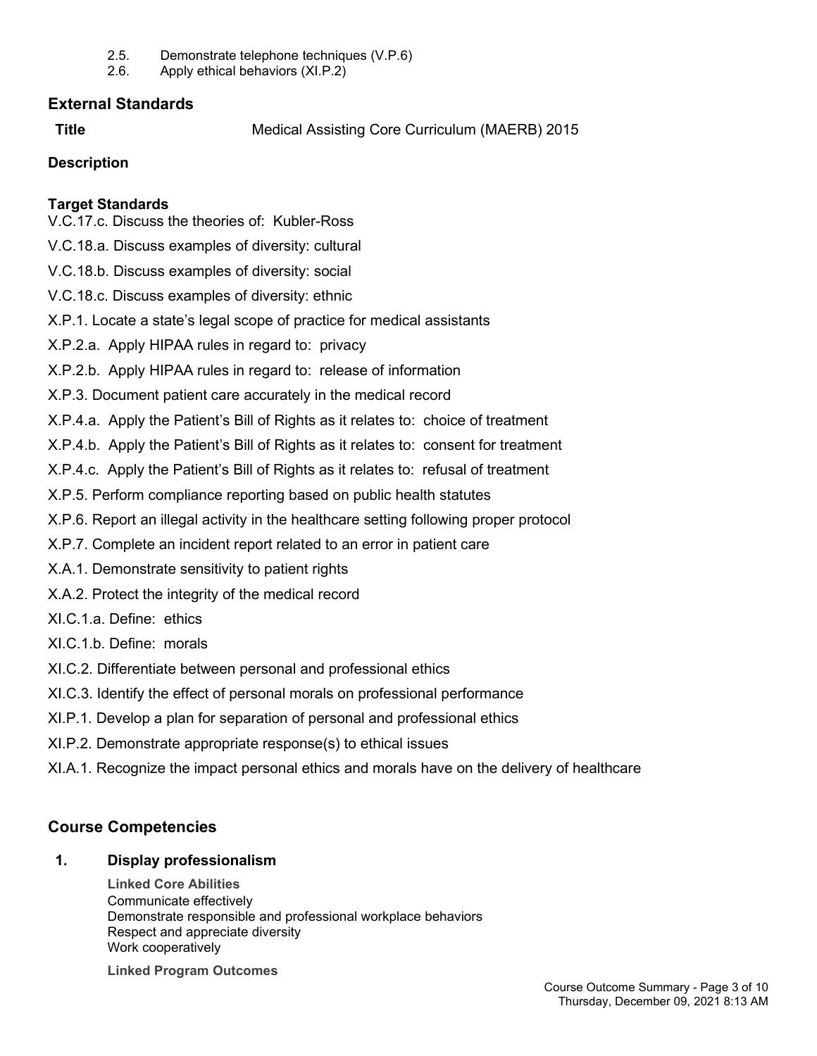2.5. Demonstrate telephone techniques (V.P.6)
2.6. Apply ethical behaviors (XI.P.2)

## External Standards

**Title** Medical Assisting Core Curriculum (MAERB) 2015

**Description**

**Target Standards**

V.C.17.c. Discuss the theories of: Kubler-Ross

V.C.18.a. Discuss examples of diversity: cultural

V.C.18.b. Discuss examples of diversity: social

V.C.18.c. Discuss examples of diversity: ethnic

X.P.1. Locate a state's legal scope of practice for medical assistants

X.P.2.a. Apply HIPAA rules in regard to: privacy

X.P.2.b. Apply HIPAA rules in regard to: release of information

X.P.3. Document patient care accurately in the medical record

X.P.4.a. Apply the Patient's Bill of Rights as it relates to: choice of treatment

X.P.4.b. Apply the Patient's Bill of Rights as it relates to: consent for treatment

X.P.4.c. Apply the Patient's Bill of Rights as it relates to: refusal of treatment

X.P.5. Perform compliance reporting based on public health statutes

X.P.6. Report an illegal activity in the healthcare setting following proper protocol

X.P.7. Complete an incident report related to an error in patient care

X.A.1. Demonstrate sensitivity to patient rights

X.A.2. Protect the integrity of the medical record

XI.C.1.a. Define: ethics

XI.C.1.b. Define: morals

XI.C.2. Differentiate between personal and professional ethics

XI.C.3. Identify the effect of personal morals on professional performance

XI.P.1. Develop a plan for separation of personal and professional ethics

XI.P.2. Demonstrate appropriate response(s) to ethical issues

XI.A.1. Recognize the impact personal ethics and morals have on the delivery of healthcare

## Course Competencies

### 1. Display professionalism

**Linked Core Abilities**

Communicate effectively
Demonstrate responsible and professional workplace behaviors
Respect and appreciate diversity
Work cooperatively

**Linked Program Outcomes**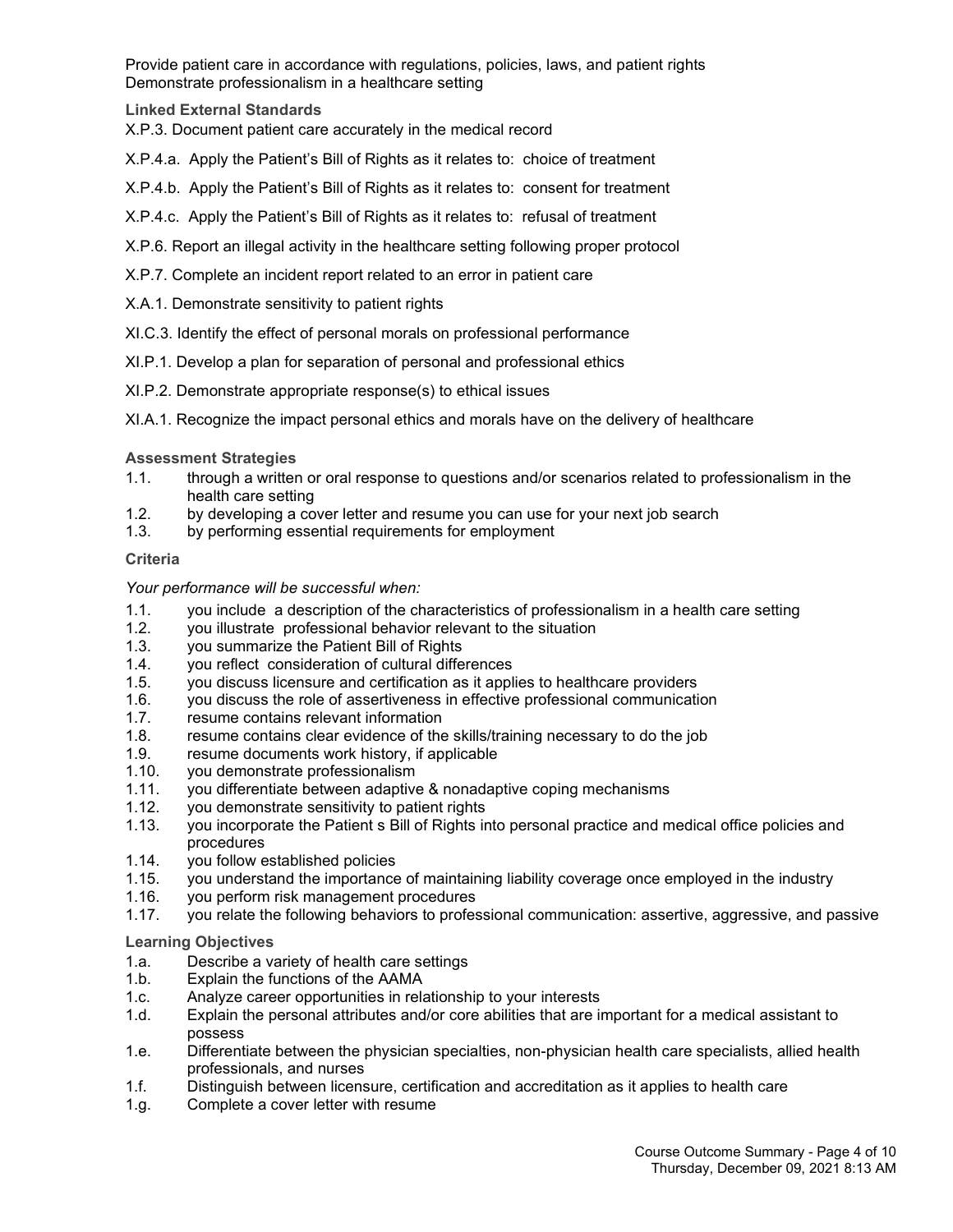Provide patient care in accordance with regulations, policies, laws, and patient rights
Demonstrate professionalism in a healthcare setting

### Linked External Standards

X.P.3. Document patient care accurately in the medical record

X.P.4.a. Apply the Patient's Bill of Rights as it relates to: choice of treatment

X.P.4.b. Apply the Patient's Bill of Rights as it relates to: consent for treatment

X.P.4.c. Apply the Patient's Bill of Rights as it relates to: refusal of treatment

X.P.6. Report an illegal activity in the healthcare setting following proper protocol

X.P.7. Complete an incident report related to an error in patient care

X.A.1. Demonstrate sensitivity to patient rights

XI.C.3. Identify the effect of personal morals on professional performance

XI.P.1. Develop a plan for separation of personal and professional ethics

XI.P.2. Demonstrate appropriate response(s) to ethical issues

XI.A.1. Recognize the impact personal ethics and morals have on the delivery of healthcare

### Assessment Strategies

1.1. through a written or oral response to questions and/or scenarios related to professionalism in the health care setting
1.2. by developing a cover letter and resume you can use for your next job search
1.3. by performing essential requirements for employment

### Criteria

*Your performance will be successful when:*

1.1. you include a description of the characteristics of professionalism in a health care setting
1.2. you illustrate professional behavior relevant to the situation
1.3. you summarize the Patient Bill of Rights
1.4. you reflect consideration of cultural differences
1.5. you discuss licensure and certification as it applies to healthcare providers
1.6. you discuss the role of assertiveness in effective professional communication
1.7. resume contains relevant information
1.8. resume contains clear evidence of the skills/training necessary to do the job
1.9. resume documents work history, if applicable
1.10. you demonstrate professionalism
1.11. you differentiate between adaptive & nonadaptive coping mechanisms
1.12. you demonstrate sensitivity to patient rights
1.13. you incorporate the Patient s Bill of Rights into personal practice and medical office policies and procedures
1.14. you follow established policies
1.15. you understand the importance of maintaining liability coverage once employed in the industry
1.16. you perform risk management procedures
1.17. you relate the following behaviors to professional communication: assertive, aggressive, and passive

### Learning Objectives

1.a. Describe a variety of health care settings
1.b. Explain the functions of the AAMA
1.c. Analyze career opportunities in relationship to your interests
1.d. Explain the personal attributes and/or core abilities that are important for a medical assistant to possess
1.e. Differentiate between the physician specialties, non-physician health care specialists, allied health professionals, and nurses
1.f. Distinguish between licensure, certification and accreditation as it applies to health care
1.g. Complete a cover letter with resume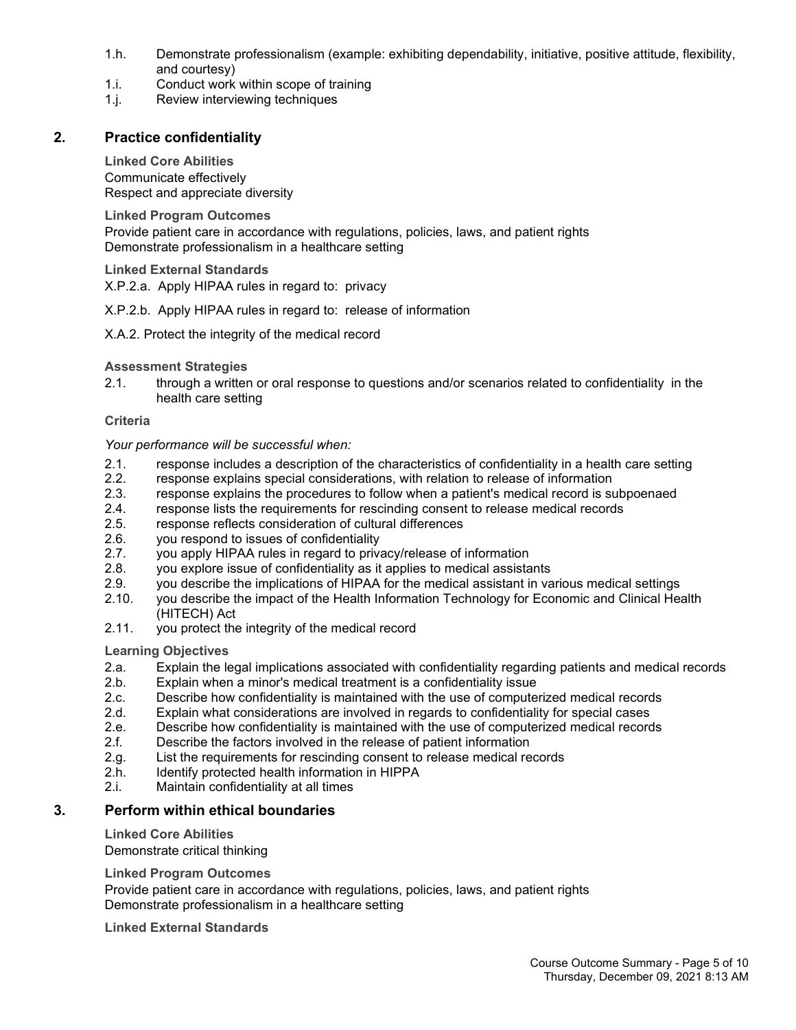1.h. Demonstrate professionalism (example: exhibiting dependability, initiative, positive attitude, flexibility, and courtesy)
1.i. Conduct work within scope of training
1.j. Review interviewing techniques

## 2. Practice confidentiality

**Linked Core Abilities**

Communicate effectively
Respect and appreciate diversity

**Linked Program Outcomes**

Provide patient care in accordance with regulations, policies, laws, and patient rights
Demonstrate professionalism in a healthcare setting

**Linked External Standards**

X.P.2.a. Apply HIPAA rules in regard to: privacy

X.P.2.b. Apply HIPAA rules in regard to: release of information

X.A.2. Protect the integrity of the medical record

**Assessment Strategies**

2.1. through a written or oral response to questions and/or scenarios related to confidentiality in the health care setting

**Criteria**

*Your performance will be successful when:*

2.1. response includes a description of the characteristics of confidentiality in a health care setting
2.2. response explains special considerations, with relation to release of information
2.3. response explains the procedures to follow when a patient's medical record is subpoenaed
2.4. response lists the requirements for rescinding consent to release medical records
2.5. response reflects consideration of cultural differences
2.6. you respond to issues of confidentiality
2.7. you apply HIPAA rules in regard to privacy/release of information
2.8. you explore issue of confidentiality as it applies to medical assistants
2.9. you describe the implications of HIPAA for the medical assistant in various medical settings
2.10. you describe the impact of the Health Information Technology for Economic and Clinical Health (HITECH) Act
2.11. you protect the integrity of the medical record

**Learning Objectives**

2.a. Explain the legal implications associated with confidentiality regarding patients and medical records
2.b. Explain when a minor's medical treatment is a confidentiality issue
2.c. Describe how confidentiality is maintained with the use of computerized medical records
2.d. Explain what considerations are involved in regards to confidentiality for special cases
2.e. Describe how confidentiality is maintained with the use of computerized medical records
2.f. Describe the factors involved in the release of patient information
2.g. List the requirements for rescinding consent to release medical records
2.h. Identify protected health information in HIPPA
2.i. Maintain confidentiality at all times

## 3. Perform within ethical boundaries

**Linked Core Abilities**

Demonstrate critical thinking

**Linked Program Outcomes**

Provide patient care in accordance with regulations, policies, laws, and patient rights
Demonstrate professionalism in a healthcare setting

**Linked External Standards**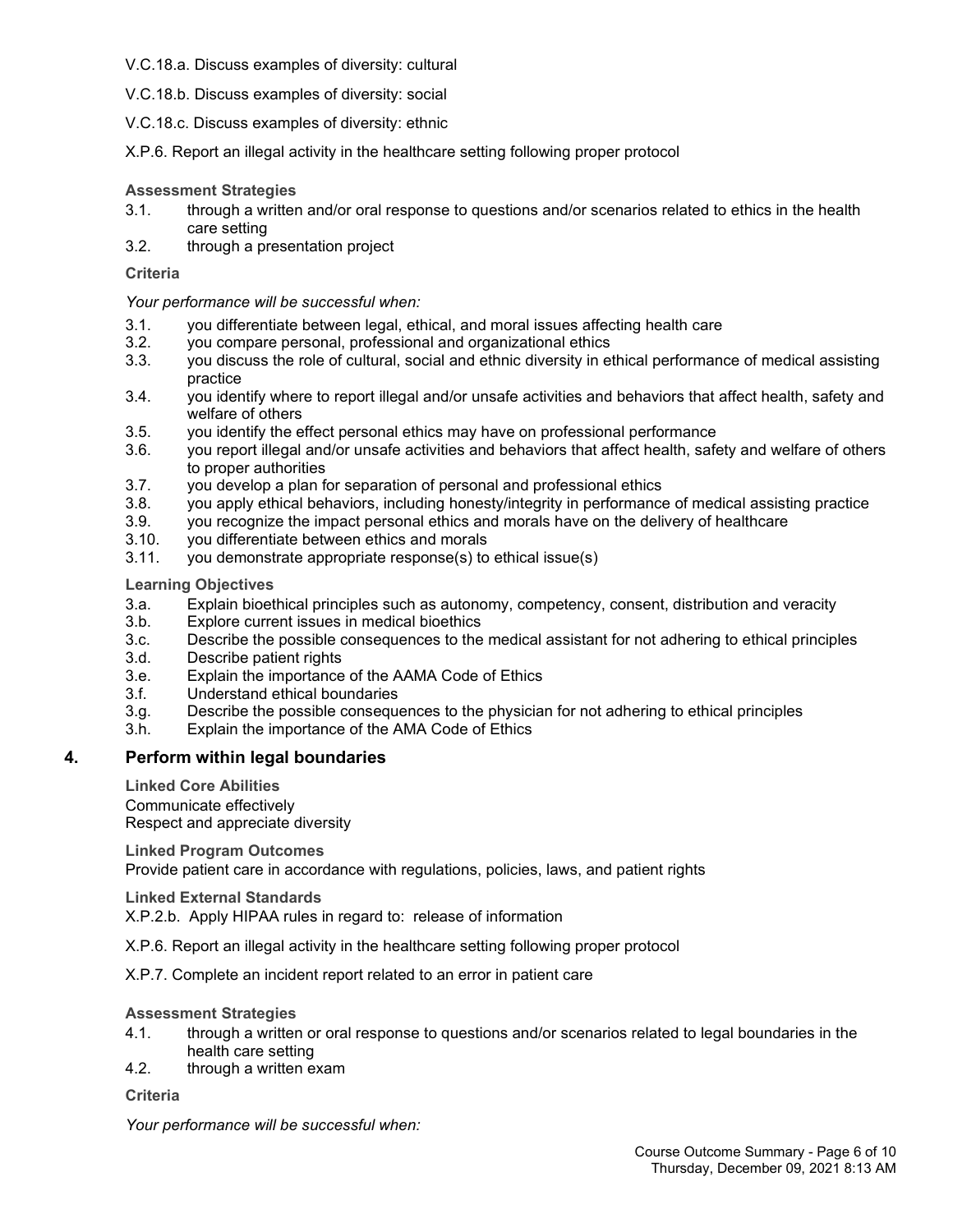V.C.18.a. Discuss examples of diversity: cultural

V.C.18.b. Discuss examples of diversity: social

V.C.18.c. Discuss examples of diversity: ethnic

X.P.6. Report an illegal activity in the healthcare setting following proper protocol

**Assessment Strategies**

3.1. through a written and/or oral response to questions and/or scenarios related to ethics in the health care setting
3.2. through a presentation project

**Criteria**

*Your performance will be successful when:*

3.1. you differentiate between legal, ethical, and moral issues affecting health care
3.2. you compare personal, professional and organizational ethics
3.3. you discuss the role of cultural, social and ethnic diversity in ethical performance of medical assisting practice
3.4. you identify where to report illegal and/or unsafe activities and behaviors that affect health, safety and welfare of others
3.5. you identify the effect personal ethics may have on professional performance
3.6. you report illegal and/or unsafe activities and behaviors that affect health, safety and welfare of others to proper authorities
3.7. you develop a plan for separation of personal and professional ethics
3.8. you apply ethical behaviors, including honesty/integrity in performance of medical assisting practice
3.9. you recognize the impact personal ethics and morals have on the delivery of healthcare
3.10. you differentiate between ethics and morals
3.11. you demonstrate appropriate response(s) to ethical issue(s)

**Learning Objectives**

3.a. Explain bioethical principles such as autonomy, competency, consent, distribution and veracity
3.b. Explore current issues in medical bioethics
3.c. Describe the possible consequences to the medical assistant for not adhering to ethical principles
3.d. Describe patient rights
3.e. Explain the importance of the AAMA Code of Ethics
3.f. Understand ethical boundaries
3.g. Describe the possible consequences to the physician for not adhering to ethical principles
3.h. Explain the importance of the AMA Code of Ethics

## 4. Perform within legal boundaries

**Linked Core Abilities**

Communicate effectively
Respect and appreciate diversity

**Linked Program Outcomes**

Provide patient care in accordance with regulations, policies, laws, and patient rights

**Linked External Standards**

X.P.2.b. Apply HIPAA rules in regard to: release of information

X.P.6. Report an illegal activity in the healthcare setting following proper protocol

X.P.7. Complete an incident report related to an error in patient care

**Assessment Strategies**

4.1. through a written or oral response to questions and/or scenarios related to legal boundaries in the health care setting
4.2. through a written exam

**Criteria**

*Your performance will be successful when:*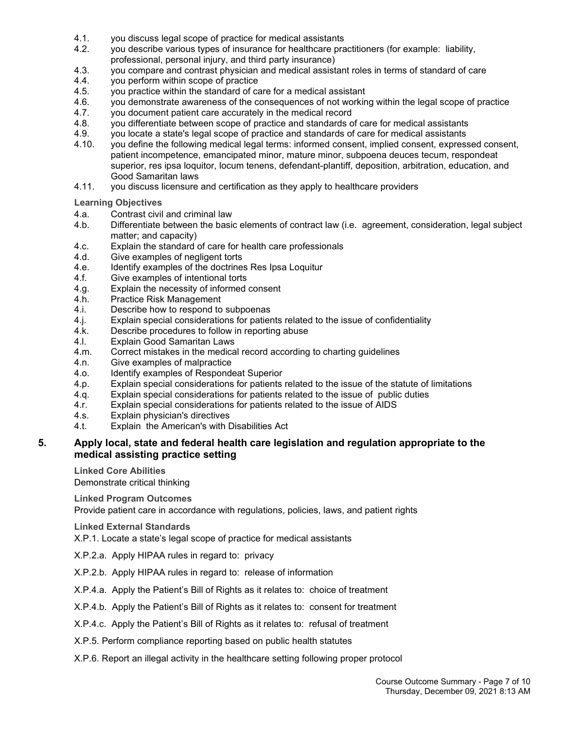4.1. you discuss legal scope of practice for medical assistants
4.2. you describe various types of insurance for healthcare practitioners (for example: liability, professional, personal injury, and third party insurance)
4.3. you compare and contrast physician and medical assistant roles in terms of standard of care
4.4. you perform within scope of practice
4.5. you practice within the standard of care for a medical assistant
4.6. you demonstrate awareness of the consequences of not working within the legal scope of practice
4.7. you document patient care accurately in the medical record
4.8. you differentiate between scope of practice and standards of care for medical assistants
4.9. you locate a state's legal scope of practice and standards of care for medical assistants
4.10. you define the following medical legal terms: informed consent, implied consent, expressed consent, patient incompetence, emancipated minor, mature minor, subpoena deuces tecum, respondeat superior, res ipsa loquitor, locum tenens, defendant-plantiff, deposition, arbitration, education, and Good Samaritan laws
4.11. you discuss licensure and certification as they apply to healthcare providers

**Learning Objectives**

4.a. Contrast civil and criminal law
4.b. Differentiate between the basic elements of contract law (i.e. agreement, consideration, legal subject matter; and capacity)
4.c. Explain the standard of care for health care professionals
4.d. Give examples of negligent torts
4.e. Identify examples of the doctrines Res Ipsa Loquitur
4.f. Give examples of intentional torts
4.g. Explain the necessity of informed consent
4.h. Practice Risk Management
4.i. Describe how to respond to subpoenas
4.j. Explain special considerations for patients related to the issue of confidentiality
4.k. Describe procedures to follow in reporting abuse
4.l. Explain Good Samaritan Laws
4.m. Correct mistakes in the medical record according to charting guidelines
4.n. Give examples of malpractice
4.o. Identify examples of Respondeat Superior
4.p. Explain special considerations for patients related to the issue of the statute of limitations
4.q. Explain special considerations for patients related to the issue of public duties
4.r. Explain special considerations for patients related to the issue of AIDS
4.s. Explain physician's directives
4.t. Explain the American's with Disabilities Act

## 5. Apply local, state and federal health care legislation and regulation appropriate to the medical assisting practice setting

**Linked Core Abilities**

Demonstrate critical thinking

**Linked Program Outcomes**

Provide patient care in accordance with regulations, policies, laws, and patient rights

**Linked External Standards**

X.P.1. Locate a state's legal scope of practice for medical assistants

X.P.2.a. Apply HIPAA rules in regard to: privacy

X.P.2.b. Apply HIPAA rules in regard to: release of information

X.P.4.a. Apply the Patient's Bill of Rights as it relates to: choice of treatment

X.P.4.b. Apply the Patient's Bill of Rights as it relates to: consent for treatment

X.P.4.c. Apply the Patient's Bill of Rights as it relates to: refusal of treatment

X.P.5. Perform compliance reporting based on public health statutes

X.P.6. Report an illegal activity in the healthcare setting following proper protocol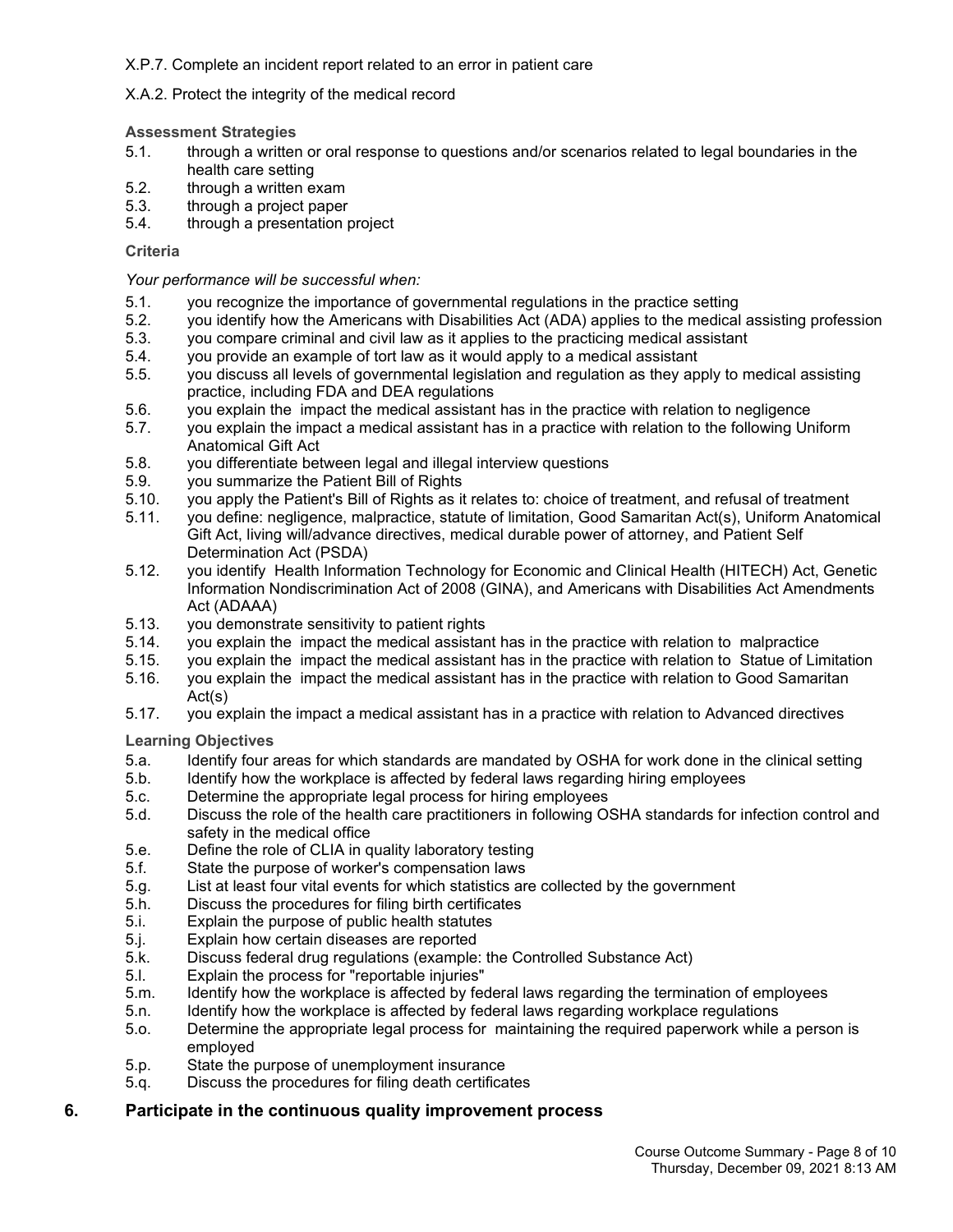X.P.7. Complete an incident report related to an error in patient care

X.A.2. Protect the integrity of the medical record

**Assessment Strategies**

5.1. through a written or oral response to questions and/or scenarios related to legal boundaries in the health care setting
5.2. through a written exam
5.3. through a project paper
5.4. through a presentation project

**Criteria**

*Your performance will be successful when:*

5.1. you recognize the importance of governmental regulations in the practice setting
5.2. you identify how the Americans with Disabilities Act (ADA) applies to the medical assisting profession
5.3. you compare criminal and civil law as it applies to the practicing medical assistant
5.4. you provide an example of tort law as it would apply to a medical assistant
5.5. you discuss all levels of governmental legislation and regulation as they apply to medical assisting practice, including FDA and DEA regulations
5.6. you explain the impact the medical assistant has in the practice with relation to negligence
5.7. you explain the impact a medical assistant has in a practice with relation to the following Uniform Anatomical Gift Act
5.8. you differentiate between legal and illegal interview questions
5.9. you summarize the Patient Bill of Rights
5.10. you apply the Patient's Bill of Rights as it relates to: choice of treatment, and refusal of treatment
5.11. you define: negligence, malpractice, statute of limitation, Good Samaritan Act(s), Uniform Anatomical Gift Act, living will/advance directives, medical durable power of attorney, and Patient Self Determination Act (PSDA)
5.12. you identify Health Information Technology for Economic and Clinical Health (HITECH) Act, Genetic Information Nondiscrimination Act of 2008 (GINA), and Americans with Disabilities Act Amendments Act (ADAAA)
5.13. you demonstrate sensitivity to patient rights
5.14. you explain the impact the medical assistant has in the practice with relation to malpractice
5.15. you explain the impact the medical assistant has in the practice with relation to Statue of Limitation
5.16. you explain the impact the medical assistant has in the practice with relation to Good Samaritan Act(s)
5.17. you explain the impact a medical assistant has in a practice with relation to Advanced directives

**Learning Objectives**

5.a. Identify four areas for which standards are mandated by OSHA for work done in the clinical setting
5.b. Identify how the workplace is affected by federal laws regarding hiring employees
5.c. Determine the appropriate legal process for hiring employees
5.d. Discuss the role of the health care practitioners in following OSHA standards for infection control and safety in the medical office
5.e. Define the role of CLIA in quality laboratory testing
5.f. State the purpose of worker's compensation laws
5.g. List at least four vital events for which statistics are collected by the government
5.h. Discuss the procedures for filing birth certificates
5.i. Explain the purpose of public health statutes
5.j. Explain how certain diseases are reported
5.k. Discuss federal drug regulations (example: the Controlled Substance Act)
5.l. Explain the process for "reportable injuries"
5.m. Identify how the workplace is affected by federal laws regarding the termination of employees
5.n. Identify how the workplace is affected by federal laws regarding workplace regulations
5.o. Determine the appropriate legal process for maintaining the required paperwork while a person is employed
5.p. State the purpose of unemployment insurance
5.q. Discuss the procedures for filing death certificates

## 6. Participate in the continuous quality improvement process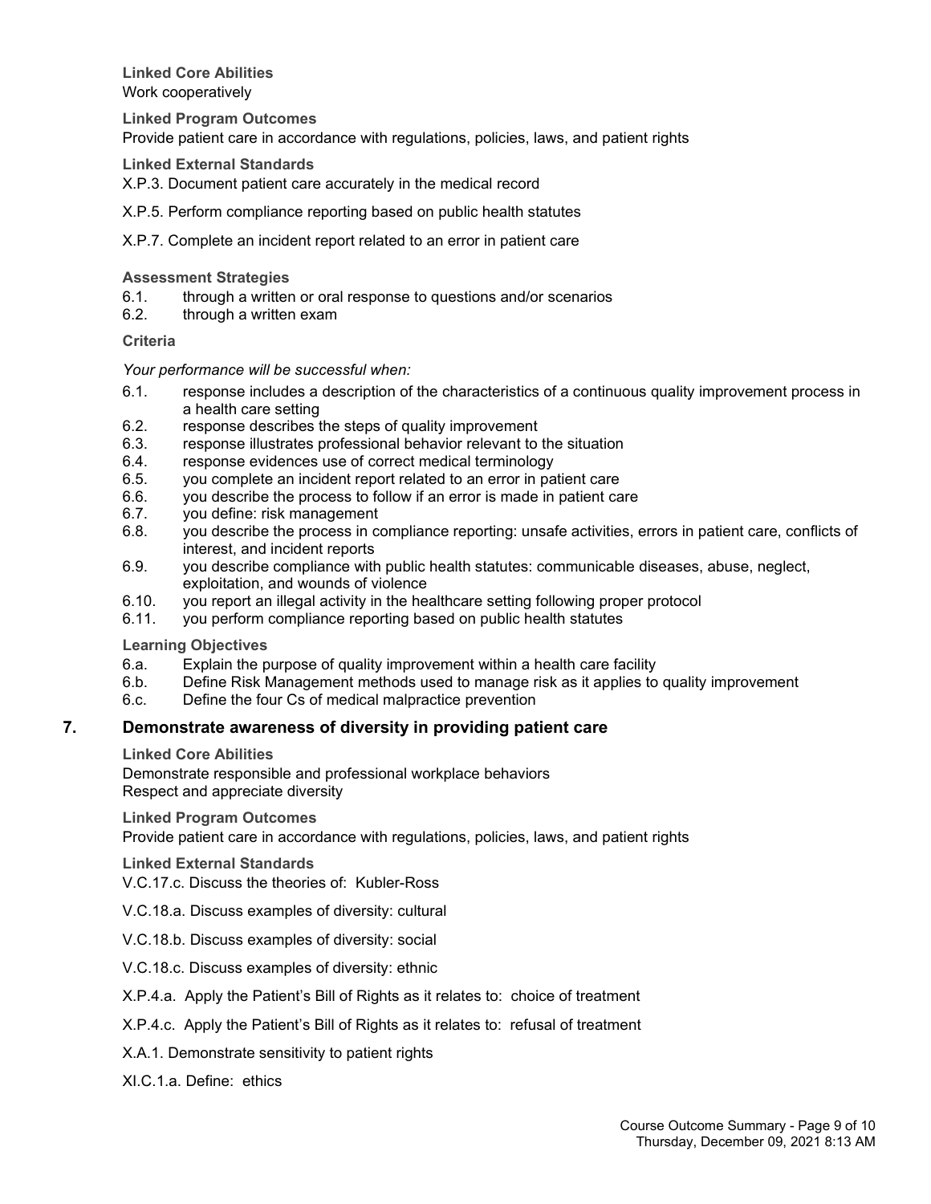**Linked Core Abilities**

Work cooperatively

**Linked Program Outcomes**

Provide patient care in accordance with regulations, policies, laws, and patient rights

**Linked External Standards**

X.P.3. Document patient care accurately in the medical record

X.P.5. Perform compliance reporting based on public health statutes

X.P.7. Complete an incident report related to an error in patient care

**Assessment Strategies**

6.1. through a written or oral response to questions and/or scenarios
6.2. through a written exam

**Criteria**

*Your performance will be successful when:*

6.1. response includes a description of the characteristics of a continuous quality improvement process in a health care setting
6.2. response describes the steps of quality improvement
6.3. response illustrates professional behavior relevant to the situation
6.4. response evidences use of correct medical terminology
6.5. you complete an incident report related to an error in patient care
6.6. you describe the process to follow if an error is made in patient care
6.7. you define: risk management
6.8. you describe the process in compliance reporting: unsafe activities, errors in patient care, conflicts of interest, and incident reports
6.9. you describe compliance with public health statutes: communicable diseases, abuse, neglect, exploitation, and wounds of violence
6.10. you report an illegal activity in the healthcare setting following proper protocol
6.11. you perform compliance reporting based on public health statutes

**Learning Objectives**

6.a. Explain the purpose of quality improvement within a health care facility
6.b. Define Risk Management methods used to manage risk as it applies to quality improvement
6.c. Define the four Cs of medical malpractice prevention

## 7. Demonstrate awareness of diversity in providing patient care

**Linked Core Abilities**

Demonstrate responsible and professional workplace behaviors
Respect and appreciate diversity

**Linked Program Outcomes**

Provide patient care in accordance with regulations, policies, laws, and patient rights

**Linked External Standards**

V.C.17.c. Discuss the theories of: Kubler-Ross

V.C.18.a. Discuss examples of diversity: cultural

V.C.18.b. Discuss examples of diversity: social

V.C.18.c. Discuss examples of diversity: ethnic

X.P.4.a. Apply the Patient's Bill of Rights as it relates to: choice of treatment

X.P.4.c. Apply the Patient's Bill of Rights as it relates to: refusal of treatment

X.A.1. Demonstrate sensitivity to patient rights

XI.C.1.a. Define: ethics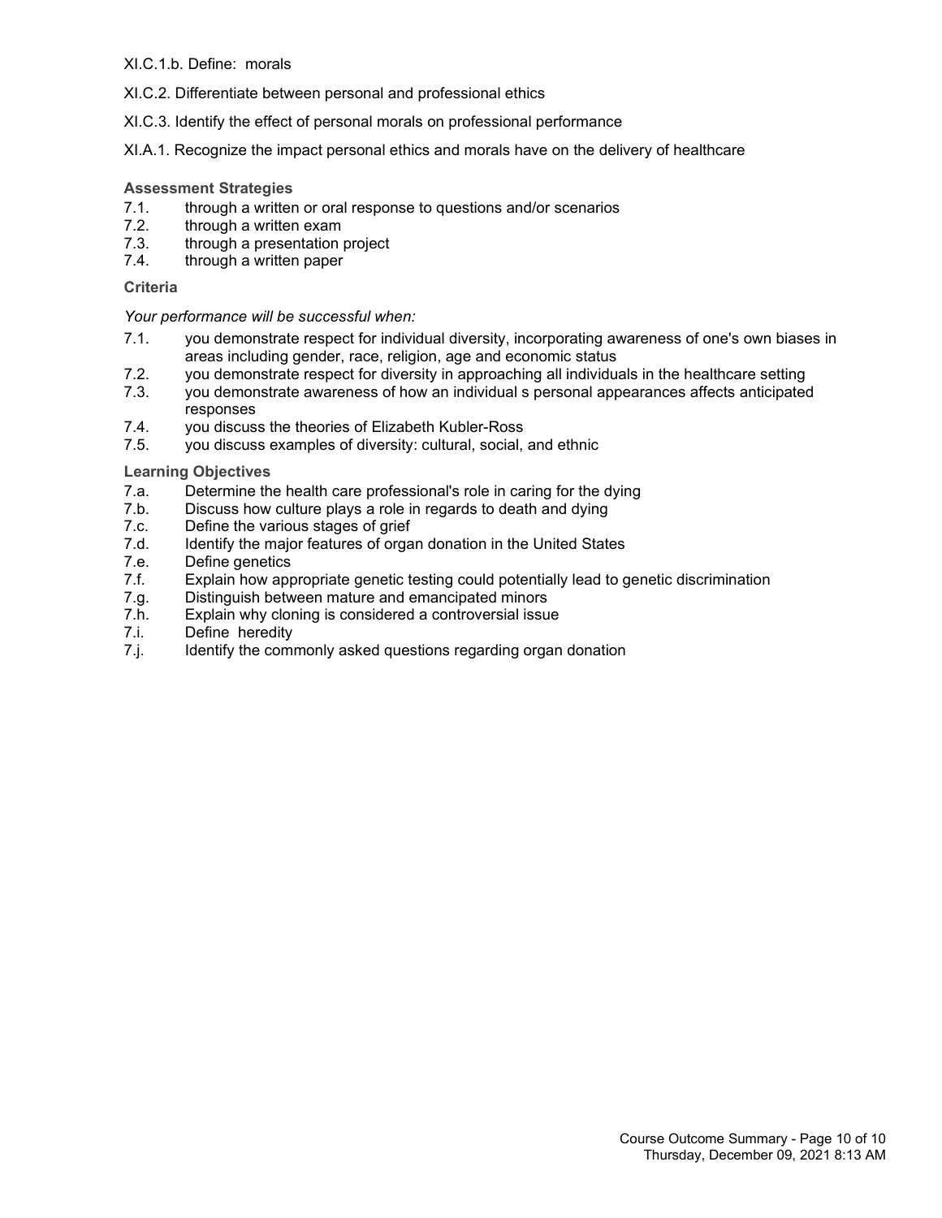XI.C.1.b. Define: morals

XI.C.2. Differentiate between personal and professional ethics

XI.C.3. Identify the effect of personal morals on professional performance

XI.A.1. Recognize the impact personal ethics and morals have on the delivery of healthcare

**Assessment Strategies**

7.1. through a written or oral response to questions and/or scenarios
7.2. through a written exam
7.3. through a presentation project
7.4. through a written paper

**Criteria**

*Your performance will be successful when:*

7.1. you demonstrate respect for individual diversity, incorporating awareness of one's own biases in areas including gender, race, religion, age and economic status
7.2. you demonstrate respect for diversity in approaching all individuals in the healthcare setting
7.3. you demonstrate awareness of how an individual s personal appearances affects anticipated responses
7.4. you discuss the theories of Elizabeth Kubler-Ross
7.5. you discuss examples of diversity: cultural, social, and ethnic

**Learning Objectives**

7.a. Determine the health care professional's role in caring for the dying
7.b. Discuss how culture plays a role in regards to death and dying
7.c. Define the various stages of grief
7.d. Identify the major features of organ donation in the United States
7.e. Define genetics
7.f. Explain how appropriate genetic testing could potentially lead to genetic discrimination
7.g. Distinguish between mature and emancipated minors
7.h. Explain why cloning is considered a controversial issue
7.i. Define heredity
7.j. Identify the commonly asked questions regarding organ donation